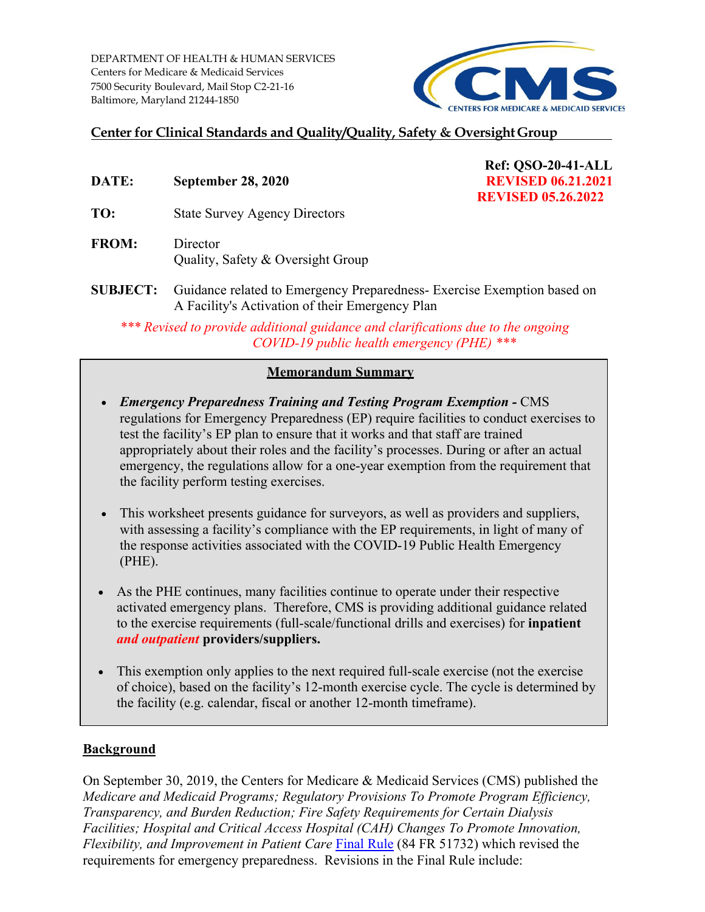DEPARTMENT OF HEALTH & HUMAN SERVICES
Centers for Medicare & Medicaid Services
7500 Security Boulevard, Mail Stop C2-21-16
Baltimore, Maryland 21244-1850

CMS
CENTERS FOR MEDICARE & MEDICAID SERVICES

**Center for Clinical Standards and Quality/Quality, Safety & Oversight Group**

**Ref: QSO-20-41-ALL**
**REVISED 06.21.2021**
**REVISED 05.26.2022**

**DATE:** **September 28, 2020**

**TO:** State Survey Agency Directors

**FROM:** Director
Quality, Safety & Oversight Group

**SUBJECT:** Guidance related to Emergency Preparedness- Exercise Exemption based on A Facility's Activation of their Emergency Plan

*\*\*\* Revised to provide additional guidance and clarifications due to the ongoing COVID-19 public health emergency (PHE) \*\*\**

## Memorandum Summary

- ***Emergency Preparedness Training and Testing Program Exemption -*** CMS regulations for Emergency Preparedness (EP) require facilities to conduct exercises to test the facility's EP plan to ensure that it works and that staff are trained appropriately about their roles and the facility's processes. During or after an actual emergency, the regulations allow for a one-year exemption from the requirement that the facility perform testing exercises.

- This worksheet presents guidance for surveyors, as well as providers and suppliers, with assessing a facility's compliance with the EP requirements, in light of many of the response activities associated with the COVID-19 Public Health Emergency (PHE).

- As the PHE continues, many facilities continue to operate under their respective activated emergency plans. Therefore, CMS is providing additional guidance related to the exercise requirements (full-scale/functional drills and exercises) for **inpatient** ***and outpatient*** **providers/suppliers.**

- This exemption only applies to the next required full-scale exercise (not the exercise of choice), based on the facility's 12-month exercise cycle. The cycle is determined by the facility (e.g. calendar, fiscal or another 12-month timeframe).

## Background

On September 30, 2019, the Centers for Medicare & Medicaid Services (CMS) published the *Medicare and Medicaid Programs; Regulatory Provisions To Promote Program Efficiency, Transparency, and Burden Reduction; Fire Safety Requirements for Certain Dialysis Facilities; Hospital and Critical Access Hospital (CAH) Changes To Promote Innovation, Flexibility, and Improvement in Patient Care* Final Rule (84 FR 51732) which revised the requirements for emergency preparedness. Revisions in the Final Rule include: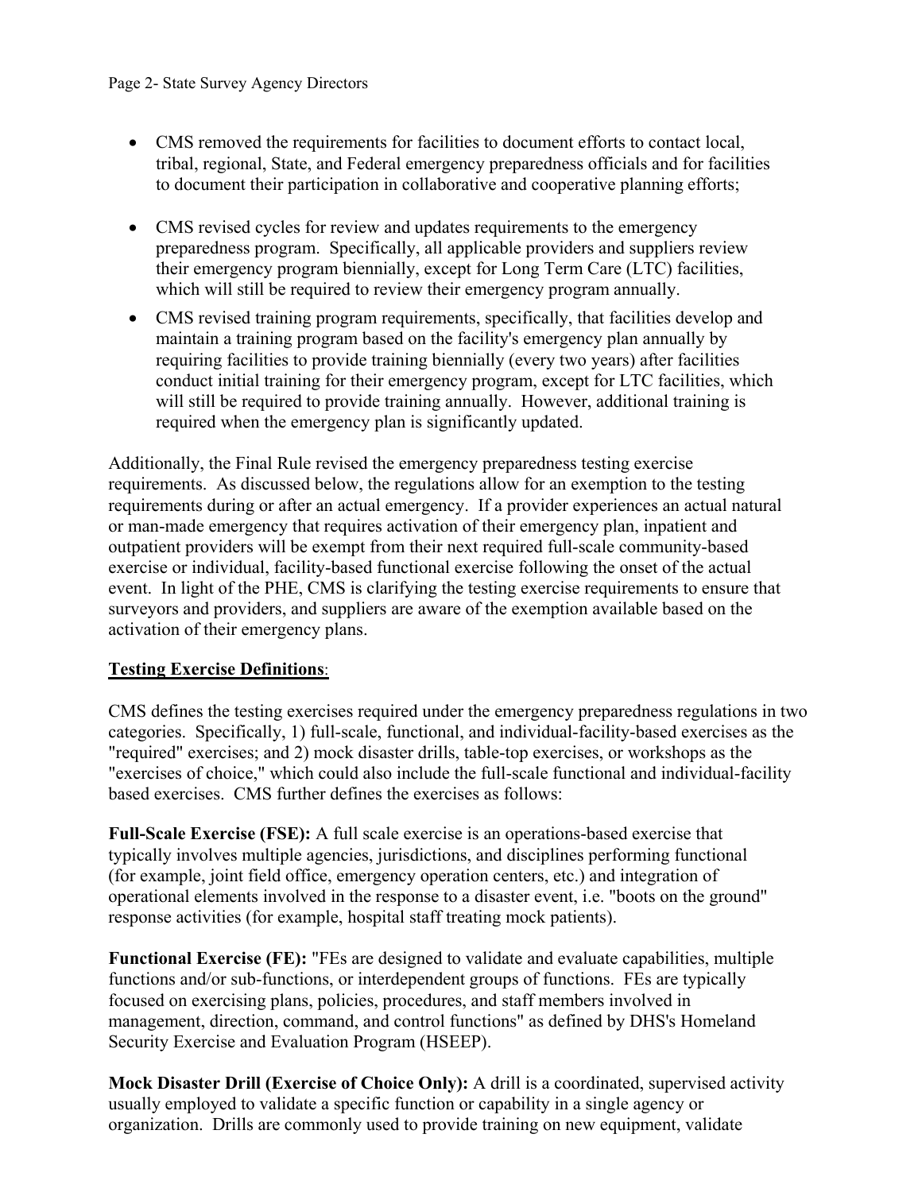- CMS removed the requirements for facilities to document efforts to contact local, tribal, regional, State, and Federal emergency preparedness officials and for facilities to document their participation in collaborative and cooperative planning efforts;
- CMS revised cycles for review and updates requirements to the emergency preparedness program. Specifically, all applicable providers and suppliers review their emergency program biennially, except for Long Term Care (LTC) facilities, which will still be required to review their emergency program annually.
- CMS revised training program requirements, specifically, that facilities develop and maintain a training program based on the facility's emergency plan annually by requiring facilities to provide training biennially (every two years) after facilities conduct initial training for their emergency program, except for LTC facilities, which will still be required to provide training annually. However, additional training is required when the emergency plan is significantly updated.

Additionally, the Final Rule revised the emergency preparedness testing exercise requirements. As discussed below, the regulations allow for an exemption to the testing requirements during or after an actual emergency. If a provider experiences an actual natural or man-made emergency that requires activation of their emergency plan, inpatient and outpatient providers will be exempt from their next required full-scale community-based exercise or individual, facility-based functional exercise following the onset of the actual event. In light of the PHE, CMS is clarifying the testing exercise requirements to ensure that surveyors and providers, and suppliers are aware of the exemption available based on the activation of their emergency plans.

**Testing Exercise Definitions**:

CMS defines the testing exercises required under the emergency preparedness regulations in two categories. Specifically, 1) full-scale, functional, and individual-facility-based exercises as the "required" exercises; and 2) mock disaster drills, table-top exercises, or workshops as the "exercises of choice," which could also include the full-scale functional and individual-facility based exercises. CMS further defines the exercises as follows:

**Full-Scale Exercise (FSE):** A full scale exercise is an operations-based exercise that typically involves multiple agencies, jurisdictions, and disciplines performing functional (for example, joint field office, emergency operation centers, etc.) and integration of operational elements involved in the response to a disaster event, i.e. "boots on the ground" response activities (for example, hospital staff treating mock patients).

**Functional Exercise (FE):** "FEs are designed to validate and evaluate capabilities, multiple functions and/or sub-functions, or interdependent groups of functions. FEs are typically focused on exercising plans, policies, procedures, and staff members involved in management, direction, command, and control functions" as defined by DHS's Homeland Security Exercise and Evaluation Program (HSEEP).

**Mock Disaster Drill (Exercise of Choice Only):** A drill is a coordinated, supervised activity usually employed to validate a specific function or capability in a single agency or organization. Drills are commonly used to provide training on new equipment, validate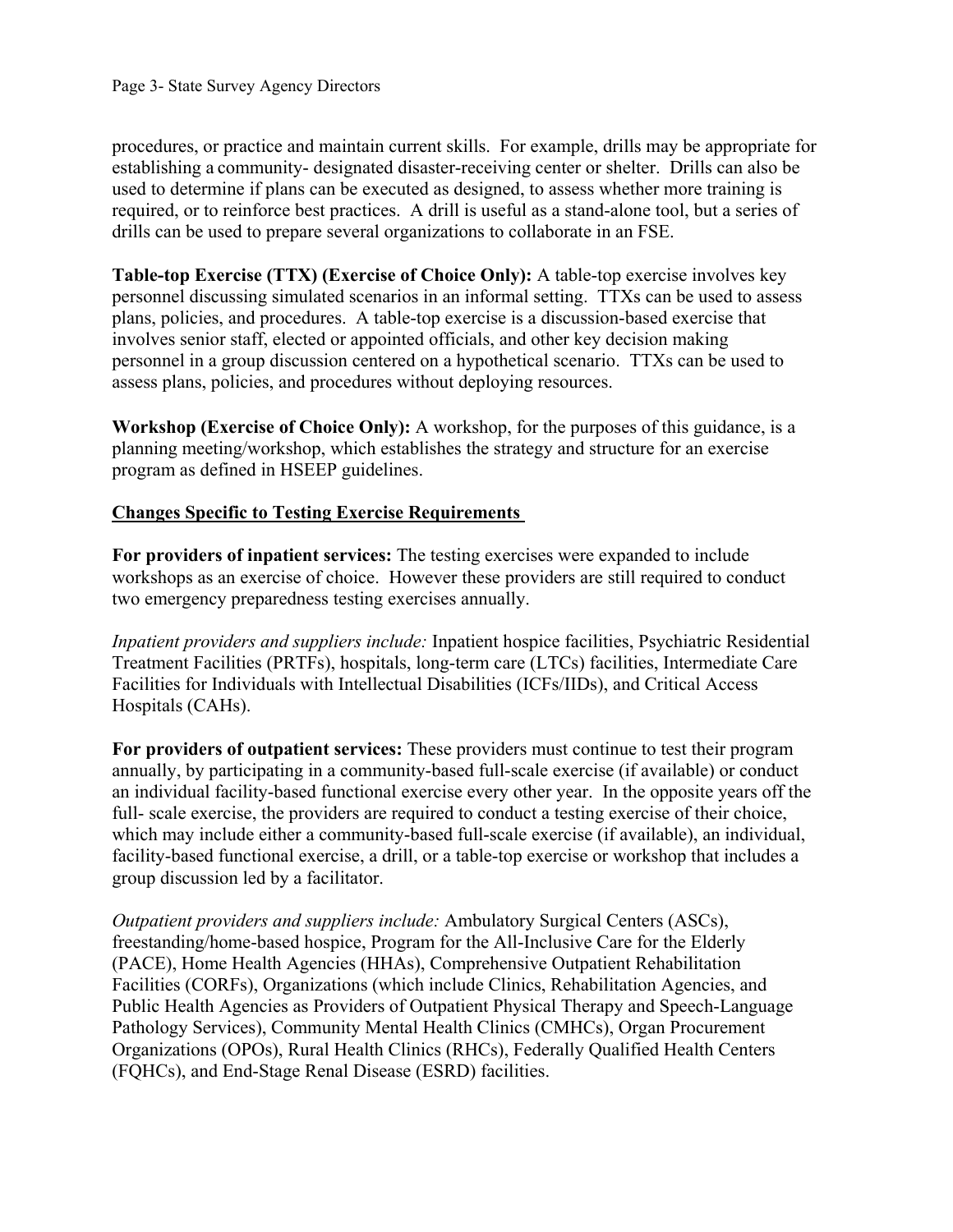procedures, or practice and maintain current skills. For example, drills may be appropriate for establishing a community- designated disaster-receiving center or shelter. Drills can also be used to determine if plans can be executed as designed, to assess whether more training is required, or to reinforce best practices. A drill is useful as a stand-alone tool, but a series of drills can be used to prepare several organizations to collaborate in an FSE.

**Table-top Exercise (TTX) (Exercise of Choice Only):** A table-top exercise involves key personnel discussing simulated scenarios in an informal setting. TTXs can be used to assess plans, policies, and procedures. A table-top exercise is a discussion-based exercise that involves senior staff, elected or appointed officials, and other key decision making personnel in a group discussion centered on a hypothetical scenario. TTXs can be used to assess plans, policies, and procedures without deploying resources.

**Workshop (Exercise of Choice Only):** A workshop, for the purposes of this guidance, is a planning meeting/workshop, which establishes the strategy and structure for an exercise program as defined in HSEEP guidelines.

**Changes Specific to Testing Exercise Requirements**

**For providers of inpatient services:** The testing exercises were expanded to include workshops as an exercise of choice. However these providers are still required to conduct two emergency preparedness testing exercises annually.

*Inpatient providers and suppliers include:* Inpatient hospice facilities, Psychiatric Residential Treatment Facilities (PRTFs), hospitals, long-term care (LTCs) facilities, Intermediate Care Facilities for Individuals with Intellectual Disabilities (ICFs/IIDs), and Critical Access Hospitals (CAHs).

**For providers of outpatient services:** These providers must continue to test their program annually, by participating in a community-based full-scale exercise (if available) or conduct an individual facility-based functional exercise every other year. In the opposite years off the full- scale exercise, the providers are required to conduct a testing exercise of their choice, which may include either a community-based full-scale exercise (if available), an individual, facility-based functional exercise, a drill, or a table-top exercise or workshop that includes a group discussion led by a facilitator.

*Outpatient providers and suppliers include:* Ambulatory Surgical Centers (ASCs), freestanding/home-based hospice, Program for the All-Inclusive Care for the Elderly (PACE), Home Health Agencies (HHAs), Comprehensive Outpatient Rehabilitation Facilities (CORFs), Organizations (which include Clinics, Rehabilitation Agencies, and Public Health Agencies as Providers of Outpatient Physical Therapy and Speech-Language Pathology Services), Community Mental Health Clinics (CMHCs), Organ Procurement Organizations (OPOs), Rural Health Clinics (RHCs), Federally Qualified Health Centers (FQHCs), and End-Stage Renal Disease (ESRD) facilities.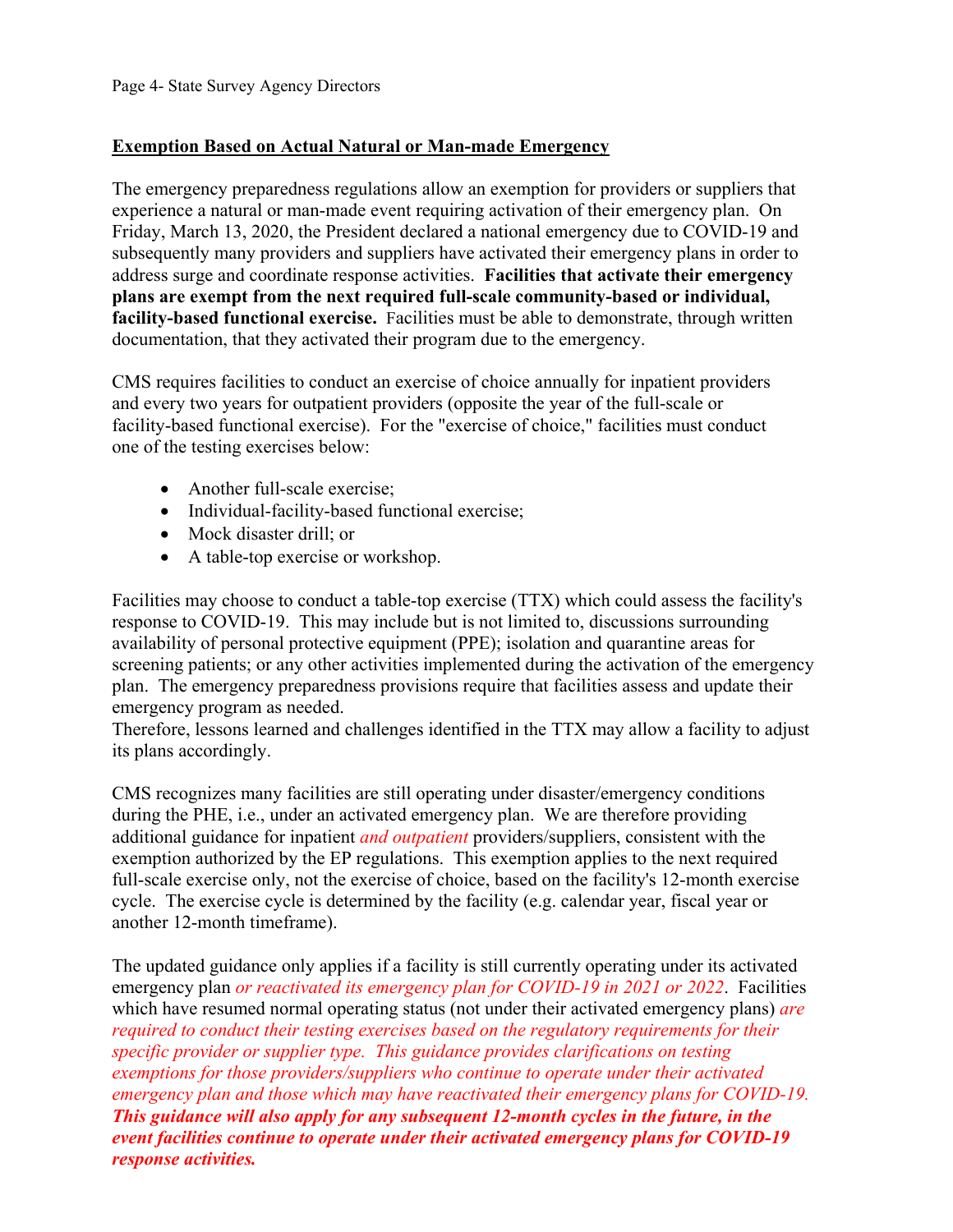**Exemption Based on Actual Natural or Man-made Emergency**

The emergency preparedness regulations allow an exemption for providers or suppliers that experience a natural or man-made event requiring activation of their emergency plan. On Friday, March 13, 2020, the President declared a national emergency due to COVID-19 and subsequently many providers and suppliers have activated their emergency plans in order to address surge and coordinate response activities. **Facilities that activate their emergency plans are exempt from the next required full-scale community-based or individual, facility-based functional exercise.** Facilities must be able to demonstrate, through written documentation, that they activated their program due to the emergency.

CMS requires facilities to conduct an exercise of choice annually for inpatient providers and every two years for outpatient providers (opposite the year of the full-scale or facility-based functional exercise). For the "exercise of choice," facilities must conduct one of the testing exercises below:

- Another full-scale exercise;
- Individual-facility-based functional exercise;
- Mock disaster drill; or
- A table-top exercise or workshop.

Facilities may choose to conduct a table-top exercise (TTX) which could assess the facility's response to COVID-19. This may include but is not limited to, discussions surrounding availability of personal protective equipment (PPE); isolation and quarantine areas for screening patients; or any other activities implemented during the activation of the emergency plan. The emergency preparedness provisions require that facilities assess and update their emergency program as needed.
Therefore, lessons learned and challenges identified in the TTX may allow a facility to adjust its plans accordingly.

CMS recognizes many facilities are still operating under disaster/emergency conditions during the PHE, i.e., under an activated emergency plan. We are therefore providing additional guidance for inpatient *and outpatient* providers/suppliers, consistent with the exemption authorized by the EP regulations. This exemption applies to the next required full-scale exercise only, not the exercise of choice, based on the facility's 12-month exercise cycle. The exercise cycle is determined by the facility (e.g. calendar year, fiscal year or another 12-month timeframe).

The updated guidance only applies if a facility is still currently operating under its activated emergency plan *or reactivated its emergency plan for COVID-19 in 2021 or 2022*. Facilities which have resumed normal operating status (not under their activated emergency plans) *are required to conduct their testing exercises based on the regulatory requirements for their specific provider or supplier type. This guidance provides clarifications on testing exemptions for those providers/suppliers who continue to operate under their activated emergency plan and those which may have reactivated their emergency plans for COVID-19.* ***This guidance will also apply for any subsequent 12-month cycles in the future, in the event facilities continue to operate under their activated emergency plans for COVID-19 response activities.***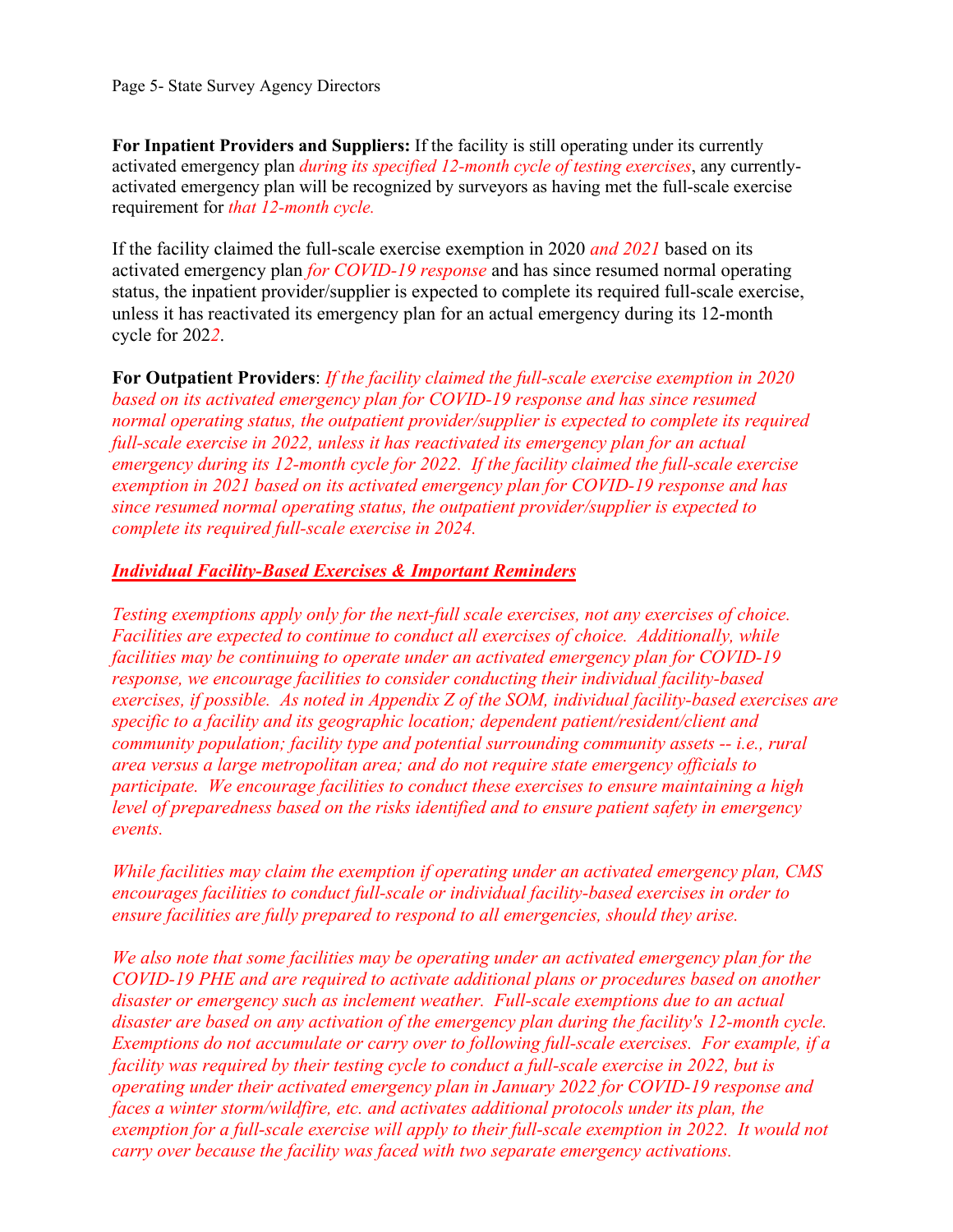**For Inpatient Providers and Suppliers:** If the facility is still operating under its currently activated emergency plan *during its specified 12-month cycle of testing exercises*, any currently-activated emergency plan will be recognized by surveyors as having met the full-scale exercise requirement for *that 12-month cycle.*

If the facility claimed the full-scale exercise exemption in 2020 *and 2021* based on its activated emergency plan *for COVID-19 response* and has since resumed normal operating status, the inpatient provider/supplier is expected to complete its required full-scale exercise, unless it has reactivated its emergency plan for an actual emergency during its 12-month cycle for 202*2*.

**For Outpatient Providers**: *If the facility claimed the full-scale exercise exemption in 2020 based on its activated emergency plan for COVID-19 response and has since resumed normal operating status, the outpatient provider/supplier is expected to complete its required full-scale exercise in 2022, unless it has reactivated its emergency plan for an actual emergency during its 12-month cycle for 2022. If the facility claimed the full-scale exercise exemption in 2021 based on its activated emergency plan for COVID-19 response and has since resumed normal operating status, the outpatient provider/supplier is expected to complete its required full-scale exercise in 2024.*

***Individual Facility-Based Exercises & Important Reminders***

*Testing exemptions apply only for the next-full scale exercises, not any exercises of choice. Facilities are expected to continue to conduct all exercises of choice. Additionally, while facilities may be continuing to operate under an activated emergency plan for COVID-19 response, we encourage facilities to consider conducting their individual facility-based exercises, if possible. As noted in Appendix Z of the SOM, individual facility-based exercises are specific to a facility and its geographic location; dependent patient/resident/client and community population; facility type and potential surrounding community assets -- i.e., rural area versus a large metropolitan area; and do not require state emergency officials to participate. We encourage facilities to conduct these exercises to ensure maintaining a high level of preparedness based on the risks identified and to ensure patient safety in emergency events.*

*While facilities may claim the exemption if operating under an activated emergency plan, CMS encourages facilities to conduct full-scale or individual facility-based exercises in order to ensure facilities are fully prepared to respond to all emergencies, should they arise.*

*We also note that some facilities may be operating under an activated emergency plan for the COVID-19 PHE and are required to activate additional plans or procedures based on another disaster or emergency such as inclement weather. Full-scale exemptions due to an actual disaster are based on any activation of the emergency plan during the facility's 12-month cycle. Exemptions do not accumulate or carry over to following full-scale exercises. For example, if a facility was required by their testing cycle to conduct a full-scale exercise in 2022, but is operating under their activated emergency plan in January 2022 for COVID-19 response and faces a winter storm/wildfire, etc. and activates additional protocols under its plan, the exemption for a full-scale exercise will apply to their full-scale exemption in 2022. It would not carry over because the facility was faced with two separate emergency activations.*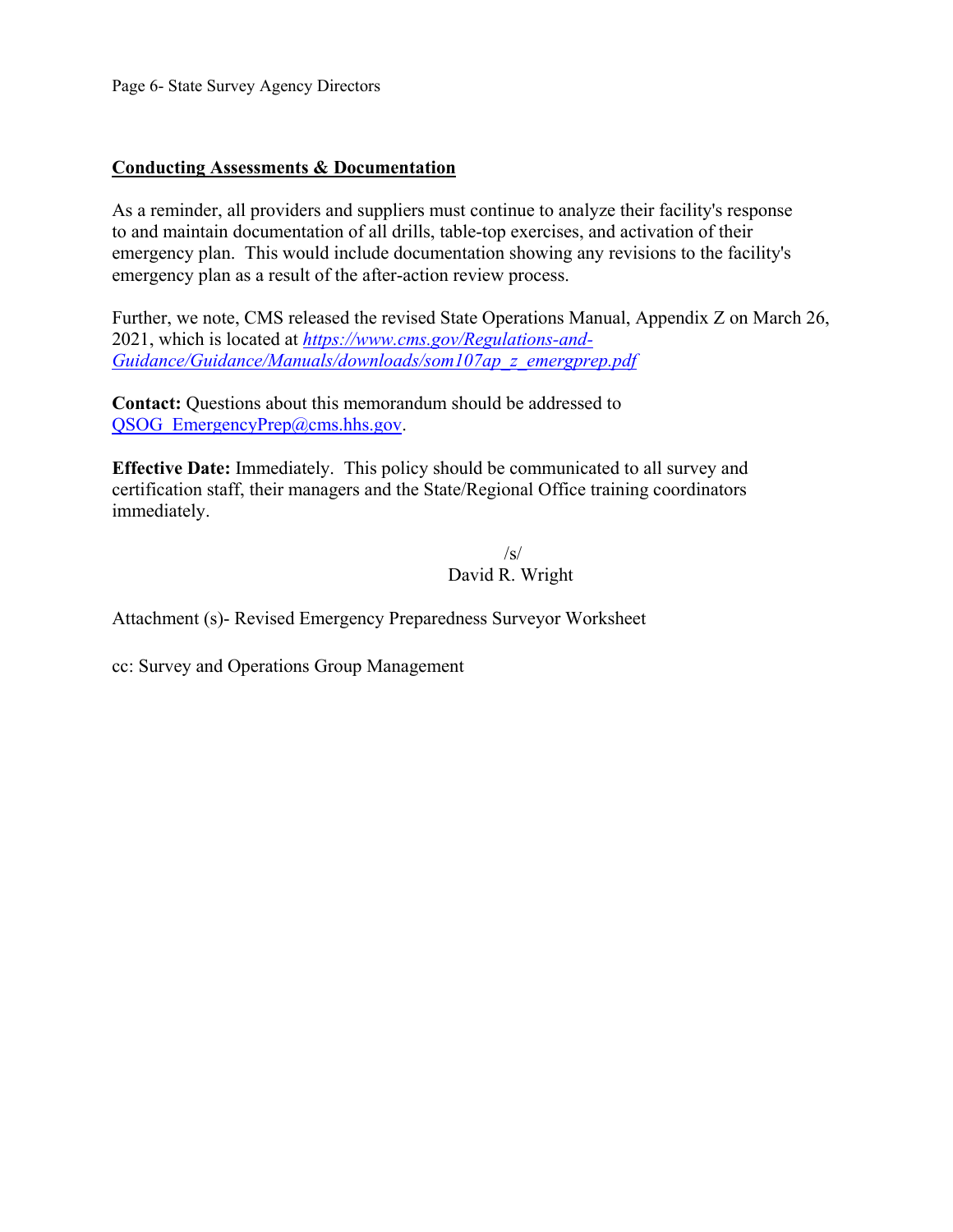**Conducting Assessments & Documentation**

As a reminder, all providers and suppliers must continue to analyze their facility's response to and maintain documentation of all drills, table-top exercises, and activation of their emergency plan. This would include documentation showing any revisions to the facility's emergency plan as a result of the after-action review process.

Further, we note, CMS released the revised State Operations Manual, Appendix Z on March 26, 2021, which is located at *https://www.cms.gov/Regulations-and-Guidance/Guidance/Manuals/downloads/som107ap_z_emergprep.pdf*

**Contact:** Questions about this memorandum should be addressed to QSOG_EmergencyPrep@cms.hhs.gov.

**Effective Date:** Immediately. This policy should be communicated to all survey and certification staff, their managers and the State/Regional Office training coordinators immediately.

/s/
David R. Wright

Attachment (s)- Revised Emergency Preparedness Surveyor Worksheet

cc: Survey and Operations Group Management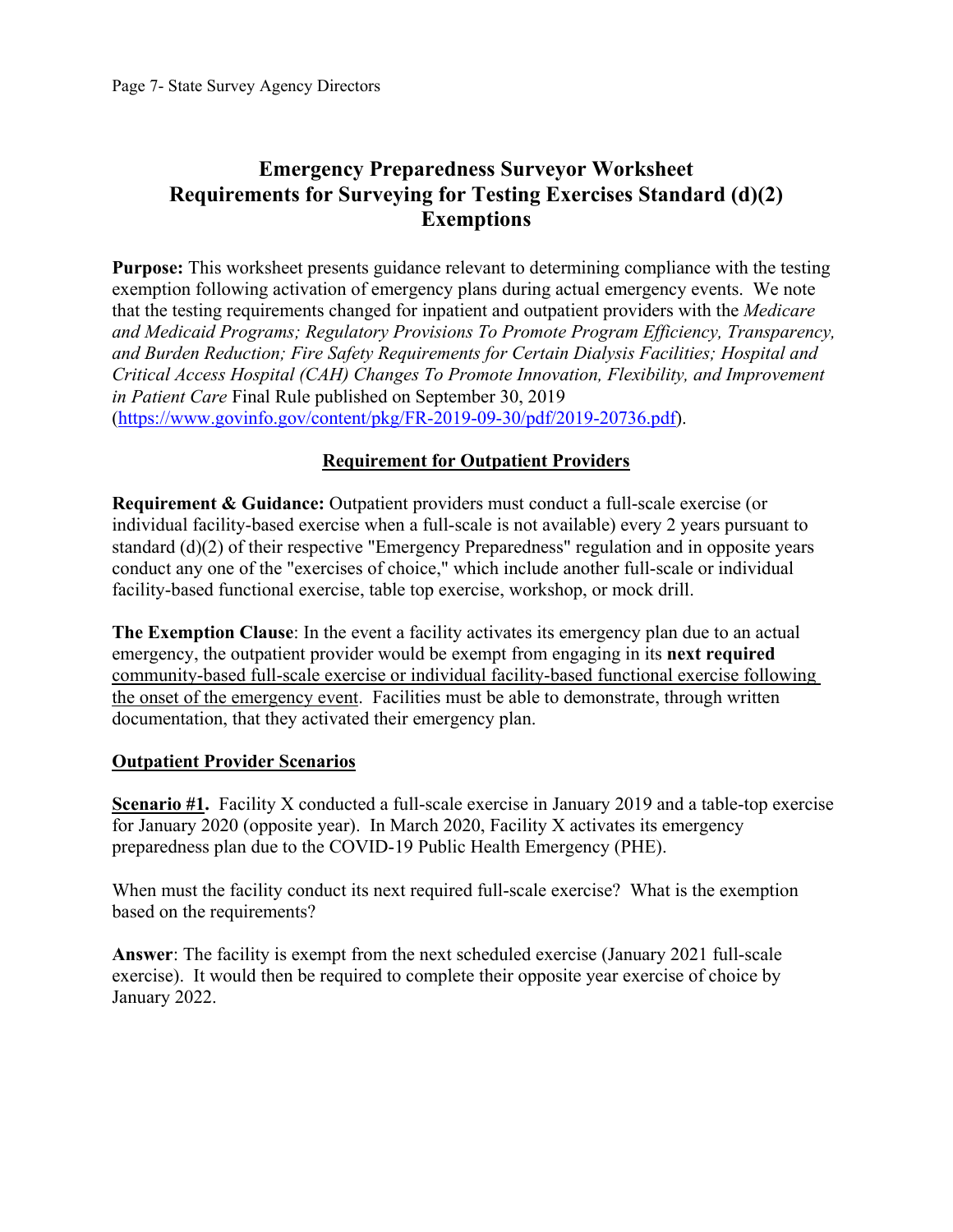# Emergency Preparedness Surveyor Worksheet
# Requirements for Surveying for Testing Exercises Standard (d)(2) Exemptions

**Purpose:** This worksheet presents guidance relevant to determining compliance with the testing exemption following activation of emergency plans during actual emergency events. We note that the testing requirements changed for inpatient and outpatient providers with the *Medicare and Medicaid Programs; Regulatory Provisions To Promote Program Efficiency, Transparency, and Burden Reduction; Fire Safety Requirements for Certain Dialysis Facilities; Hospital and Critical Access Hospital (CAH) Changes To Promote Innovation, Flexibility, and Improvement in Patient Care* Final Rule published on September 30, 2019 (https://www.govinfo.gov/content/pkg/FR-2019-09-30/pdf/2019-20736.pdf).

## Requirement for Outpatient Providers

**Requirement & Guidance:** Outpatient providers must conduct a full-scale exercise (or individual facility-based exercise when a full-scale is not available) every 2 years pursuant to standard (d)(2) of their respective "Emergency Preparedness" regulation and in opposite years conduct any one of the "exercises of choice," which include another full-scale or individual facility-based functional exercise, table top exercise, workshop, or mock drill.

**The Exemption Clause**: In the event a facility activates its emergency plan due to an actual emergency, the outpatient provider would be exempt from engaging in its **next required** community-based full-scale exercise or individual facility-based functional exercise following the onset of the emergency event. Facilities must be able to demonstrate, through written documentation, that they activated their emergency plan.

### Outpatient Provider Scenarios

**Scenario #1.** Facility X conducted a full-scale exercise in January 2019 and a table-top exercise for January 2020 (opposite year). In March 2020, Facility X activates its emergency preparedness plan due to the COVID-19 Public Health Emergency (PHE).

When must the facility conduct its next required full-scale exercise? What is the exemption based on the requirements?

**Answer**: The facility is exempt from the next scheduled exercise (January 2021 full-scale exercise). It would then be required to complete their opposite year exercise of choice by January 2022.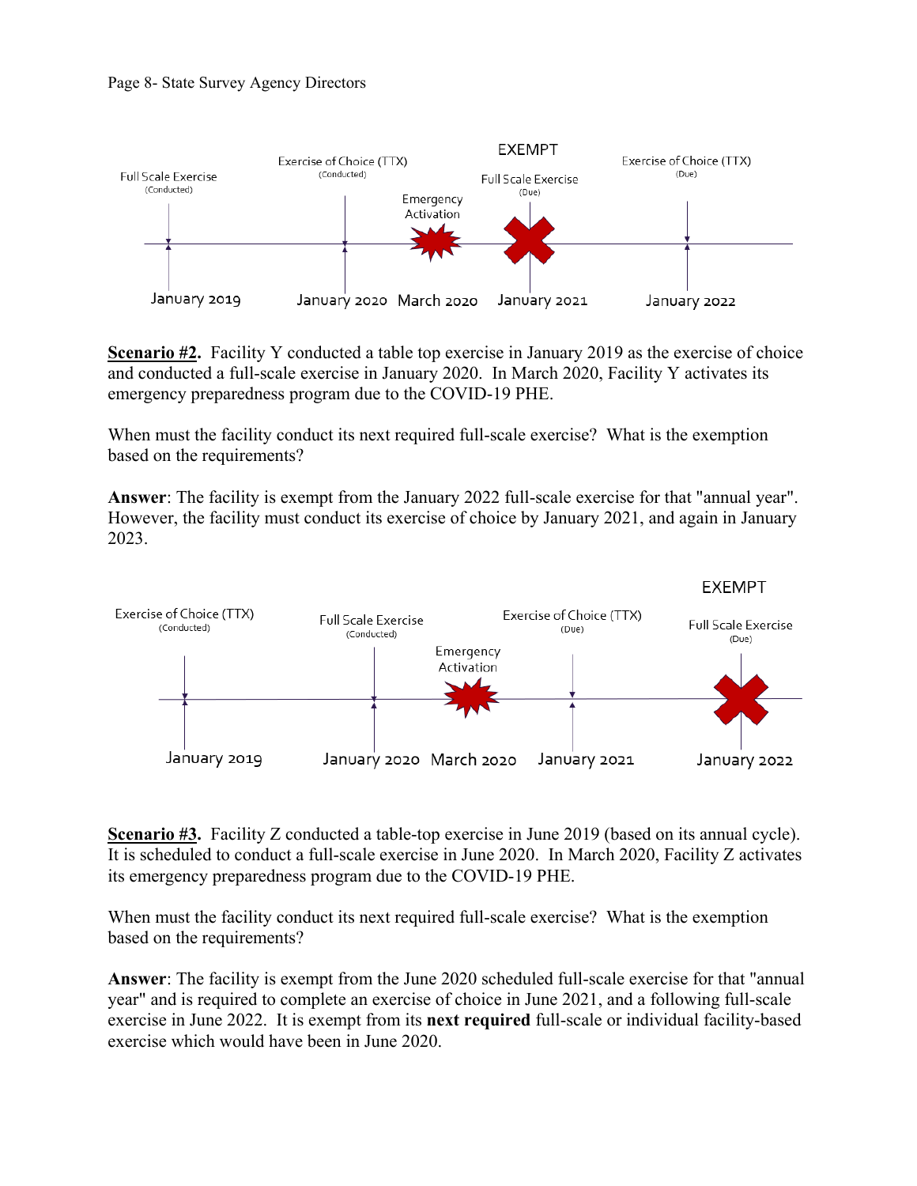EXEMPT

| Full Scale Exercise (Conducted) | Exercise of Choice (TTX) (Conducted) | Emergency Activation | Full Scale Exercise (Due) — EXEMPT | Exercise of Choice (TTX) (Due) |
| --- | --- | --- | --- | --- |
| January 2019 | January 2020 | March 2020 | January 2021 | January 2022 |

**Scenario #2.** Facility Y conducted a table top exercise in January 2019 as the exercise of choice and conducted a full-scale exercise in January 2020. In March 2020, Facility Y activates its emergency preparedness program due to the COVID-19 PHE.

When must the facility conduct its next required full-scale exercise? What is the exemption based on the requirements?

**Answer**: The facility is exempt from the January 2022 full-scale exercise for that "annual year". However, the facility must conduct its exercise of choice by January 2021, and again in January 2023.

| Exercise of Choice (TTX) (Conducted) | Full Scale Exercise (Conducted) | Emergency Activation | Exercise of Choice (TTX) (Due) | Full Scale Exercise (Due) — EXEMPT |
| --- | --- | --- | --- | --- |
| January 2019 | January 2020 | March 2020 | January 2021 | January 2022 |

**Scenario #3.** Facility Z conducted a table-top exercise in June 2019 (based on its annual cycle). It is scheduled to conduct a full-scale exercise in June 2020. In March 2020, Facility Z activates its emergency preparedness program due to the COVID-19 PHE.

When must the facility conduct its next required full-scale exercise? What is the exemption based on the requirements?

**Answer**: The facility is exempt from the June 2020 scheduled full-scale exercise for that "annual year" and is required to complete an exercise of choice in June 2021, and a following full-scale exercise in June 2022. It is exempt from its **next required** full-scale or individual facility-based exercise which would have been in June 2020.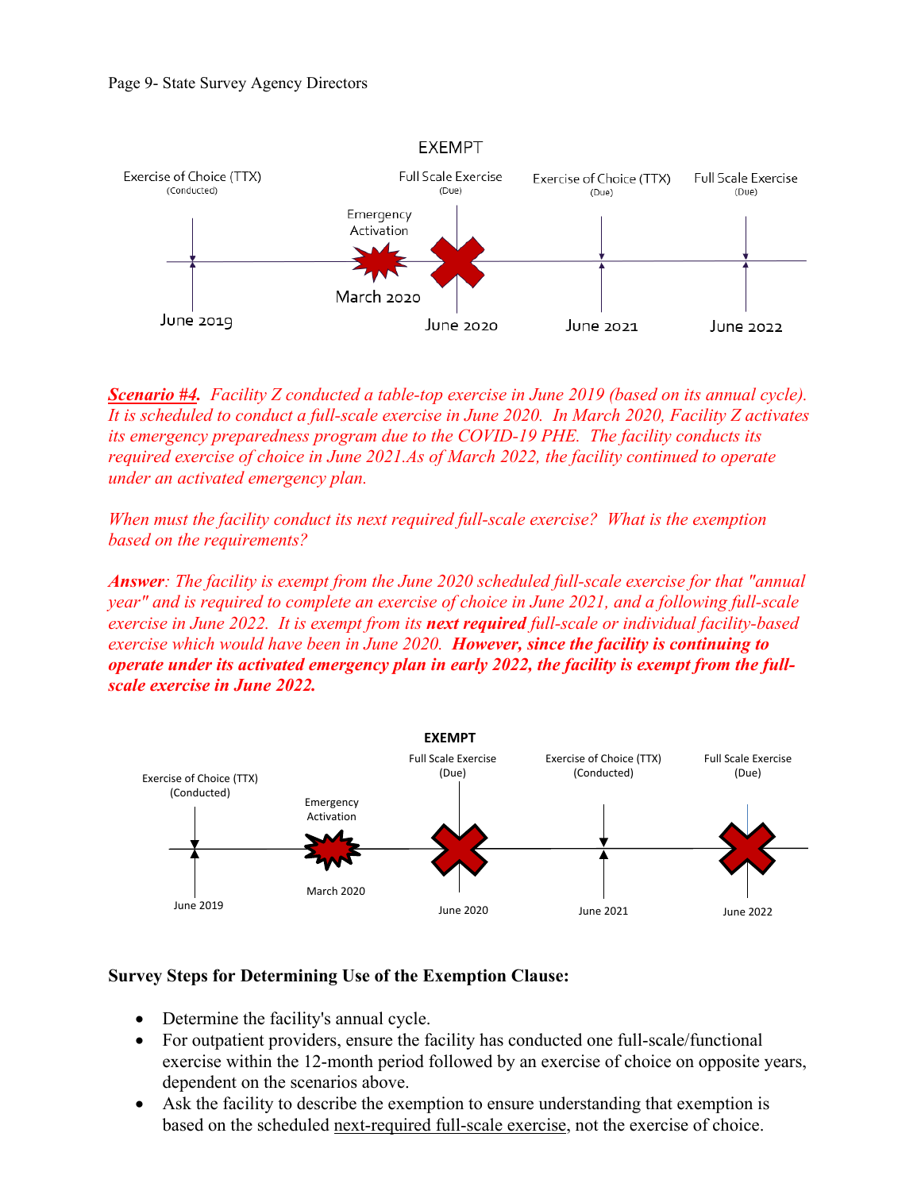*__Scenario #4__. Facility Z conducted a table-top exercise in June 2019 (based on its annual cycle). It is scheduled to conduct a full-scale exercise in June 2020. In March 2020, Facility Z activates its emergency preparedness program due to the COVID-19 PHE. The facility conducts its required exercise of choice in June 2021.As of March 2022, the facility continued to operate under an activated emergency plan.*

*When must the facility conduct its next required full-scale exercise? What is the exemption based on the requirements?*

***Answer**: The facility is exempt from the June 2020 scheduled full-scale exercise for that "annual year" and is required to complete an exercise of choice in June 2021, and a following full-scale exercise in June 2022. It is exempt from its **next required** full-scale or individual facility-based exercise which would have been in June 2020. **However, since the facility is continuing to operate under its activated emergency plan in early 2022, the facility is exempt from the full-scale exercise in June 2022.***

**Survey Steps for Determining Use of the Exemption Clause:**

- Determine the facility's annual cycle.
- For outpatient providers, ensure the facility has conducted one full-scale/functional exercise within the 12-month period followed by an exercise of choice on opposite years, dependent on the scenarios above.
- Ask the facility to describe the exemption to ensure understanding that exemption is based on the scheduled next-required full-scale exercise, not the exercise of choice.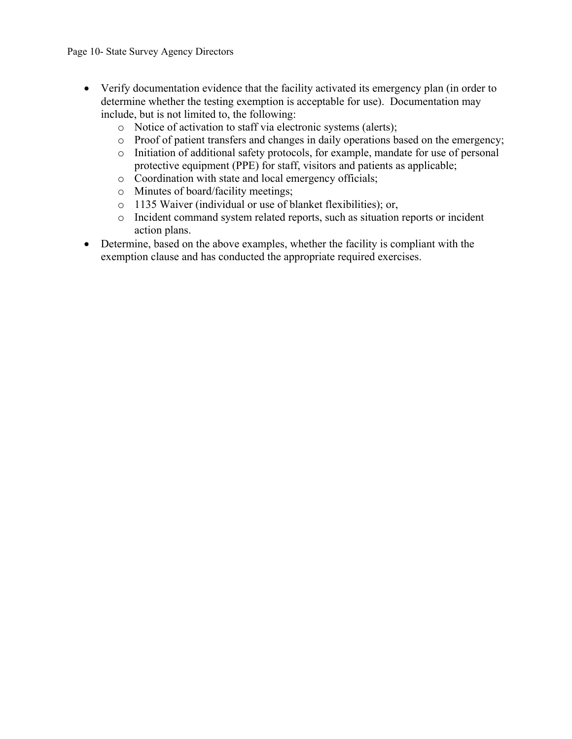- Verify documentation evidence that the facility activated its emergency plan (in order to determine whether the testing exemption is acceptable for use). Documentation may include, but is not limited to, the following:
    - Notice of activation to staff via electronic systems (alerts);
    - Proof of patient transfers and changes in daily operations based on the emergency;
    - Initiation of additional safety protocols, for example, mandate for use of personal protective equipment (PPE) for staff, visitors and patients as applicable;
    - Coordination with state and local emergency officials;
    - Minutes of board/facility meetings;
    - 1135 Waiver (individual or use of blanket flexibilities); or,
    - Incident command system related reports, such as situation reports or incident action plans.
- Determine, based on the above examples, whether the facility is compliant with the exemption clause and has conducted the appropriate required exercises.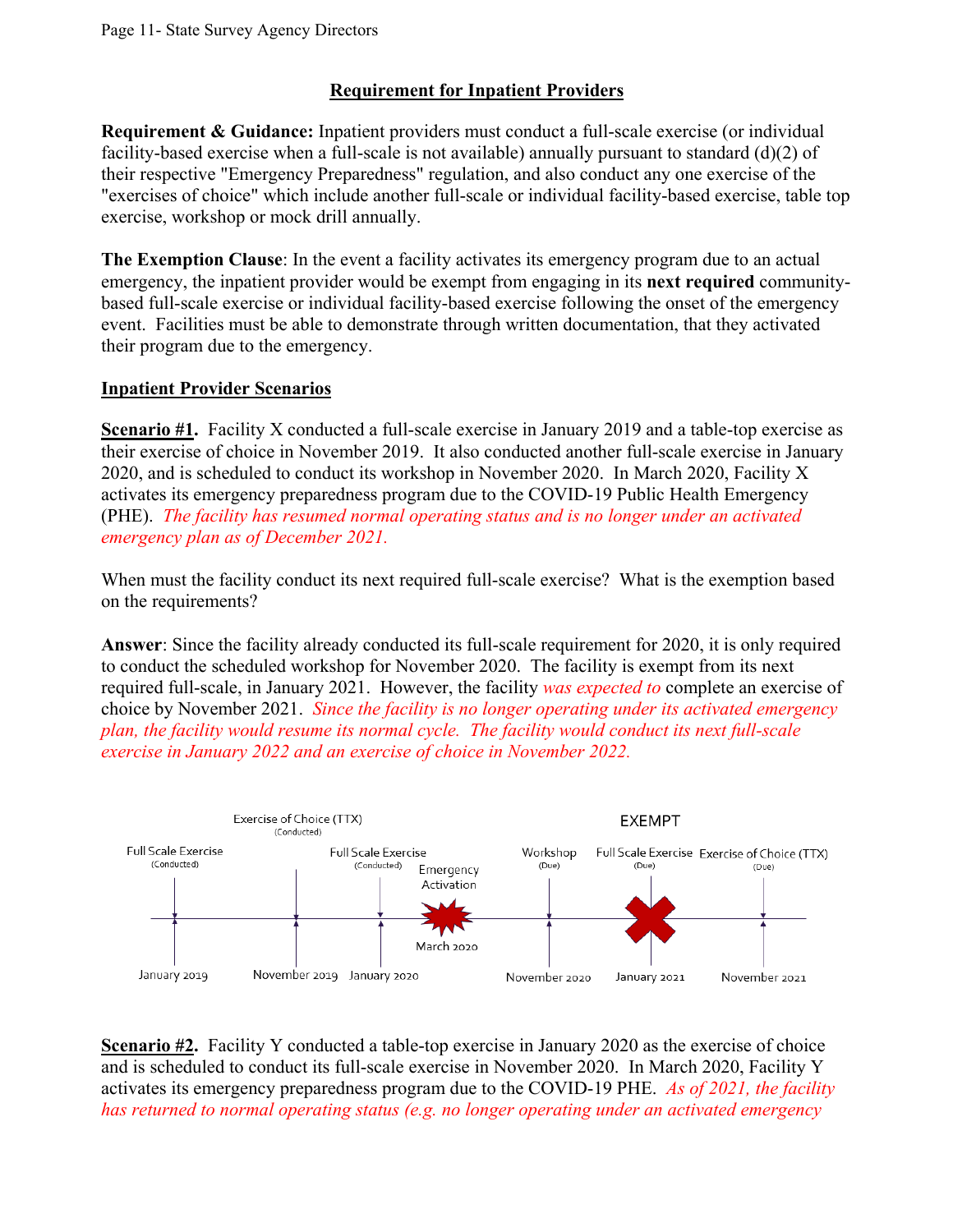## Requirement for Inpatient Providers

**Requirement & Guidance:** Inpatient providers must conduct a full-scale exercise (or individual facility-based exercise when a full-scale is not available) annually pursuant to standard (d)(2) of their respective "Emergency Preparedness" regulation, and also conduct any one exercise of the "exercises of choice" which include another full-scale or individual facility-based exercise, table top exercise, workshop or mock drill annually.

**The Exemption Clause**: In the event a facility activates its emergency program due to an actual emergency, the inpatient provider would be exempt from engaging in its **next required** community-based full-scale exercise or individual facility-based exercise following the onset of the emergency event. Facilities must be able to demonstrate through written documentation, that they activated their program due to the emergency.

## Inpatient Provider Scenarios

**Scenario #1.** Facility X conducted a full-scale exercise in January 2019 and a table-top exercise as their exercise of choice in November 2019. It also conducted another full-scale exercise in January 2020, and is scheduled to conduct its workshop in November 2020. In March 2020, Facility X activates its emergency preparedness program due to the COVID-19 Public Health Emergency (PHE). *The facility has resumed normal operating status and is no longer under an activated emergency plan as of December 2021.*

When must the facility conduct its next required full-scale exercise? What is the exemption based on the requirements?

**Answer**: Since the facility already conducted its full-scale requirement for 2020, it is only required to conduct the scheduled workshop for November 2020. The facility is exempt from its next required full-scale, in January 2021. However, the facility *was expected to* complete an exercise of choice by November 2021. *Since the facility is no longer operating under its activated emergency plan, the facility would resume its normal cycle. The facility would conduct its next full-scale exercise in January 2022 and an exercise of choice in November 2022.*

| January 2019 | November 2019 | January 2020 | March 2020 | November 2020 | January 2021 | November 2021 |
|---|---|---|---|---|---|---|
| Full Scale Exercise (Conducted) | Exercise of Choice (TTX) (Conducted) | Full Scale Exercise (Conducted) | Emergency Activation | Workshop (Due) | Full Scale Exercise (Due) — EXEMPT | Exercise of Choice (TTX) (Due) |

**Scenario #2.** Facility Y conducted a table-top exercise in January 2020 as the exercise of choice and is scheduled to conduct its full-scale exercise in November 2020. In March 2020, Facility Y activates its emergency preparedness program due to the COVID-19 PHE. *As of 2021, the facility has returned to normal operating status (e.g. no longer operating under an activated emergency*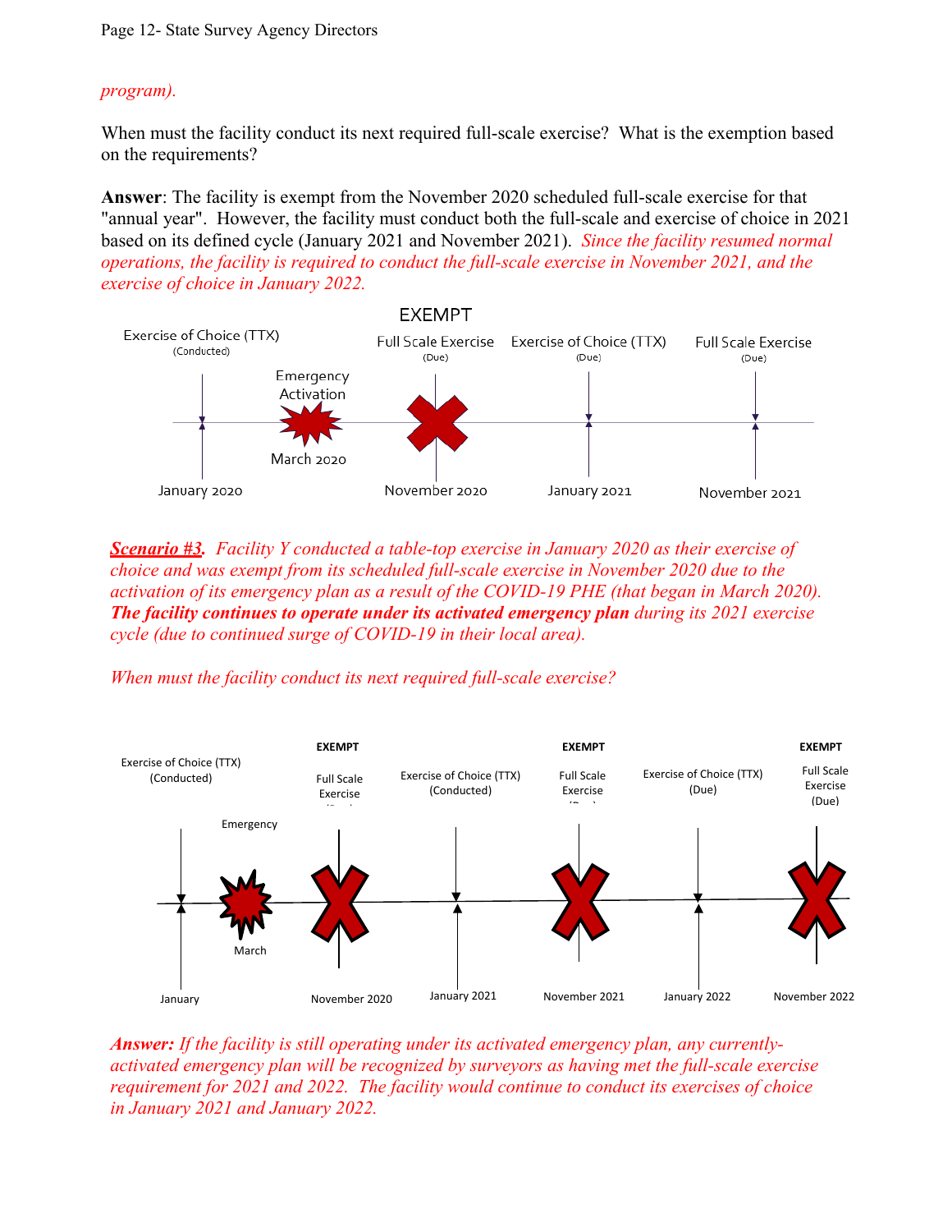*program).*

When must the facility conduct its next required full-scale exercise? What is the exemption based on the requirements?

**Answer**: The facility is exempt from the November 2020 scheduled full-scale exercise for that "annual year". However, the facility must conduct both the full-scale and exercise of choice in 2021 based on its defined cycle (January 2021 and November 2021). *Since the facility resumed normal operations, the facility is required to conduct the full-scale exercise in November 2021, and the exercise of choice in January 2022.*

EXEMPT

Exercise of Choice (TTX) (Conducted) — January 2020

Emergency Activation — March 2020

Full Scale Exercise (Due) — November 2020

Exercise of Choice (TTX) (Due) — January 2021

Full Scale Exercise (Due) — November 2021

***Scenario #3.*** *Facility Y conducted a table-top exercise in January 2020 as their exercise of choice and was exempt from its scheduled full-scale exercise in November 2020 due to the activation of its emergency plan as a result of the COVID-19 PHE (that began in March 2020).* ***The facility continues to operate under its activated emergency plan*** *during its 2021 exercise cycle (due to continued surge of COVID-19 in their local area).*

*When must the facility conduct its next required full-scale exercise?*

Exercise of Choice (TTX) (Conducted) — January

Emergency — March

**EXEMPT** Full Scale Exercise — November 2020

Exercise of Choice (TTX) (Conducted) — January 2021

**EXEMPT** Full Scale Exercise — November 2021

Exercise of Choice (TTX) (Due) — January 2022

**EXEMPT** Full Scale Exercise (Due) — November 2022

***Answer:*** *If the facility is still operating under its activated emergency plan, any currently-activated emergency plan will be recognized by surveyors as having met the full-scale exercise requirement for 2021 and 2022. The facility would continue to conduct its exercises of choice in January 2021 and January 2022.*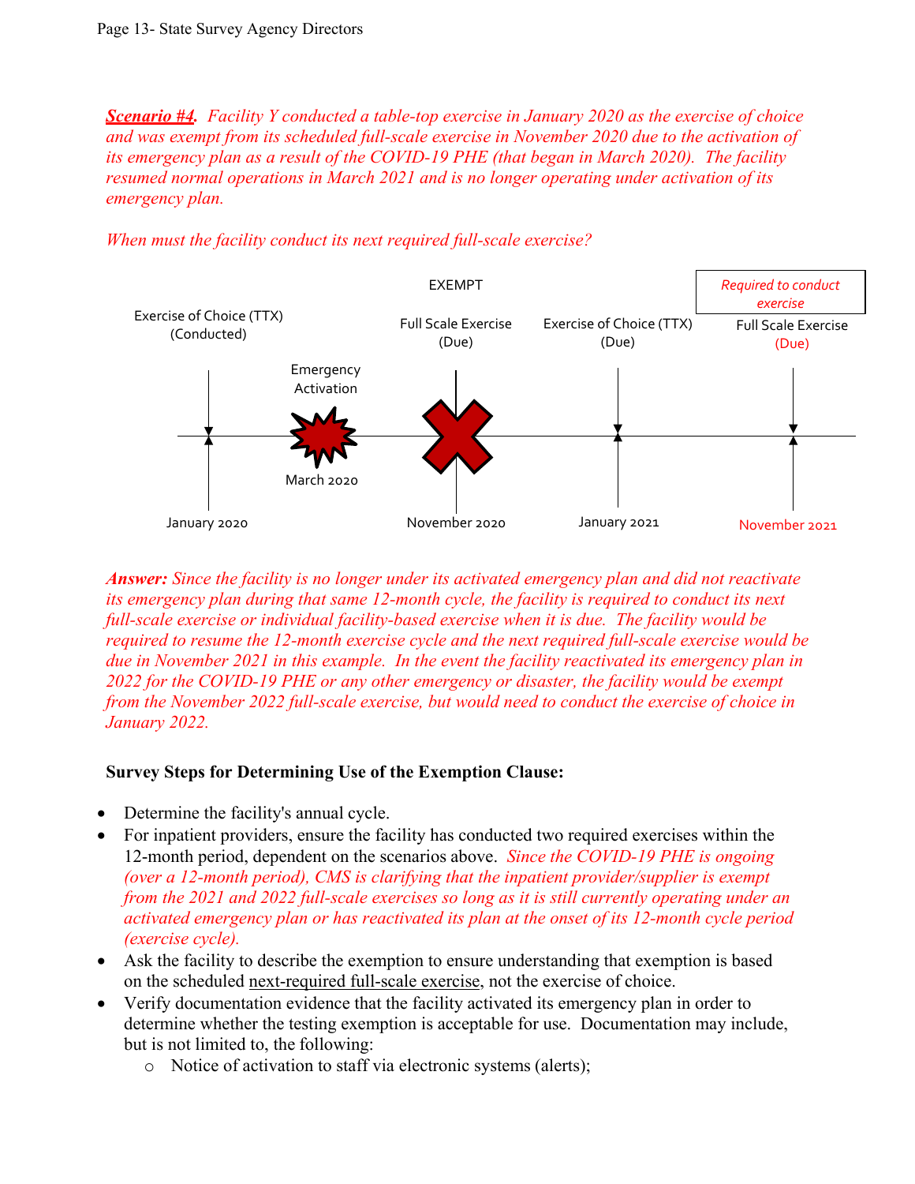***Scenario #4.*** *Facility Y conducted a table-top exercise in January 2020 as the exercise of choice and was exempt from its scheduled full-scale exercise in November 2020 due to the activation of its emergency plan as a result of the COVID-19 PHE (that began in March 2020). The facility resumed normal operations in March 2021 and is no longer operating under activation of its emergency plan.*

*When must the facility conduct its next required full-scale exercise?*

| Date | Event |
| --- | --- |
| January 2020 | Exercise of Choice (TTX) (Conducted) |
| March 2020 | Emergency Activation |
| November 2020 | EXEMPT — Full Scale Exercise (Due) |
| January 2021 | Exercise of Choice (TTX) (Due) |
| November 2021 | Required to conduct exercise — Full Scale Exercise (Due) |

***Answer:*** *Since the facility is no longer under its activated emergency plan and did not reactivate its emergency plan during that same 12-month cycle, the facility is required to conduct its next full-scale exercise or individual facility-based exercise when it is due. The facility would be required to resume the 12-month exercise cycle and the next required full-scale exercise would be due in November 2021 in this example. In the event the facility reactivated its emergency plan in 2022 for the COVID-19 PHE or any other emergency or disaster, the facility would be exempt from the November 2022 full-scale exercise, but would need to conduct the exercise of choice in January 2022.*

**Survey Steps for Determining Use of the Exemption Clause:**

- Determine the facility's annual cycle.
- For inpatient providers, ensure the facility has conducted two required exercises within the 12-month period, dependent on the scenarios above. *Since the COVID-19 PHE is ongoing (over a 12-month period), CMS is clarifying that the inpatient provider/supplier is exempt from the 2021 and 2022 full-scale exercises so long as it is still currently operating under an activated emergency plan or has reactivated its plan at the onset of its 12-month cycle period (exercise cycle).*
- Ask the facility to describe the exemption to ensure understanding that exemption is based on the scheduled next-required full-scale exercise, not the exercise of choice.
- Verify documentation evidence that the facility activated its emergency plan in order to determine whether the testing exemption is acceptable for use. Documentation may include, but is not limited to, the following:
  - Notice of activation to staff via electronic systems (alerts);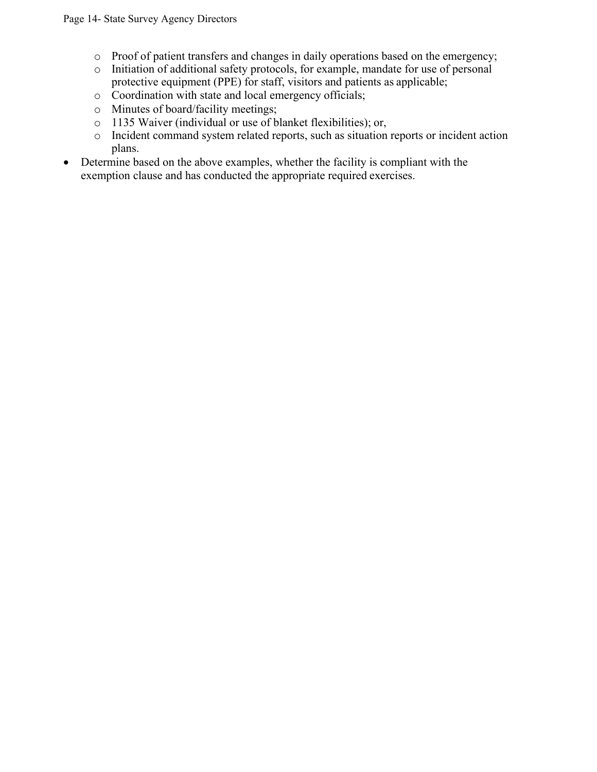- Proof of patient transfers and changes in daily operations based on the emergency;
  - Initiation of additional safety protocols, for example, mandate for use of personal protective equipment (PPE) for staff, visitors and patients as applicable;
  - Coordination with state and local emergency officials;
  - Minutes of board/facility meetings;
  - 1135 Waiver (individual or use of blanket flexibilities); or,
  - Incident command system related reports, such as situation reports or incident action plans.
- Determine based on the above examples, whether the facility is compliant with the exemption clause and has conducted the appropriate required exercises.